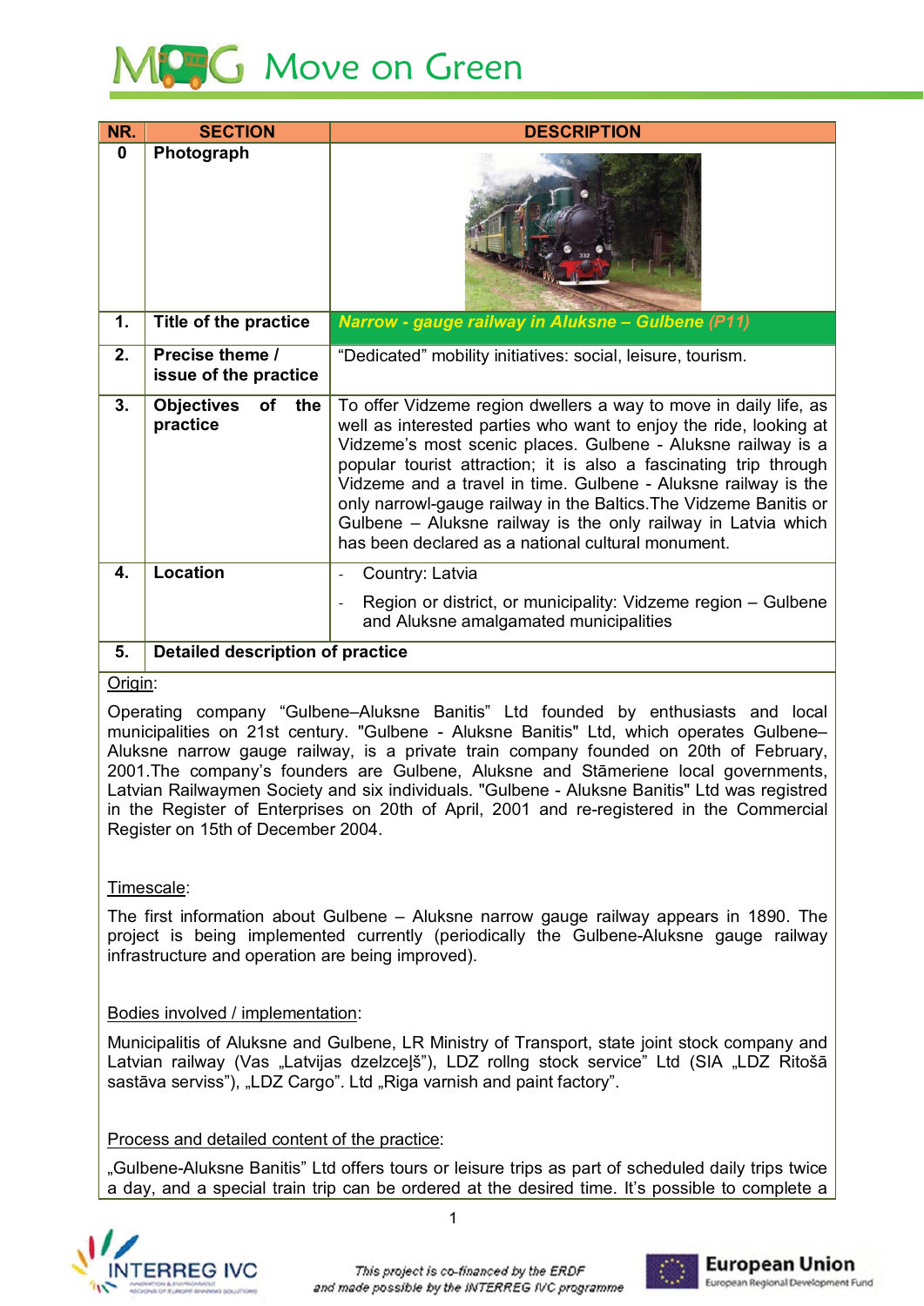# Move on Green

| NR. | SECTION | DESCRIPTION |
|---|---|---|
| 0 | Photograph | |
| 1. | Title of the practice | ***Narrow - gauge railway in Aluksne – Gulbene (P11)*** |
| 2. | Precise theme / issue of the practice | "Dedicated" mobility initiatives: social, leisure, tourism. |
| 3. | Objectives of the practice | To offer Vidzeme region dwellers a way to move in daily life, as well as interested parties who want to enjoy the ride, looking at Vidzeme's most scenic places. Gulbene - Aluksne railway is a popular tourist attraction; it is also a fascinating trip through Vidzeme and a travel in time. Gulbene - Aluksne railway is the only narrowl-gauge railway in the Baltics.The Vidzeme Banitis or Gulbene – Aluksne railway is the only railway in Latvia which has been declared as a national cultural monument. |
| 4. | Location | - Country: Latvia<br>- Region or district, or municipality: Vidzeme region – Gulbene and Aluksne amalgamated municipalities |
| 5. | Detailed description of practice | |

Origin:

Operating company "Gulbene–Aluksne Banitis" Ltd founded by enthusiasts and local municipalities on 21st century. "Gulbene - Aluksne Banitis" Ltd, which operates Gulbene–Aluksne narrow gauge railway, is a private train company founded on 20th of February, 2001.The company's founders are Gulbene, Aluksne and Stāmeriene local governments, Latvian Railwaymen Society and six individuals. "Gulbene - Aluksne Banitis" Ltd was registred in the Register of Enterprises on 20th of April, 2001 and re-registered in the Commercial Register on 15th of December 2004.

Timescale:

The first information about Gulbene – Aluksne narrow gauge railway appears in 1890. The project is being implemented currently (periodically the Gulbene-Aluksne gauge railway infrastructure and operation are being improved).

Bodies involved / implementation:

Municipalitis of Aluksne and Gulbene, LR Ministry of Transport, state joint stock company and Latvian railway (Vas „Latvijas dzelzceļš"), LDZ rollng stock service" Ltd (SIA „LDZ Ritošā sastāva serviss"), „LDZ Cargo". Ltd „Riga varnish and paint factory".

Process and detailed content of the practice:

„Gulbene-Aluksne Banitis" Ltd offers tours or leisure trips as part of scheduled daily trips twice a day, and a special train trip can be ordered at the desired time. It's possible to complete a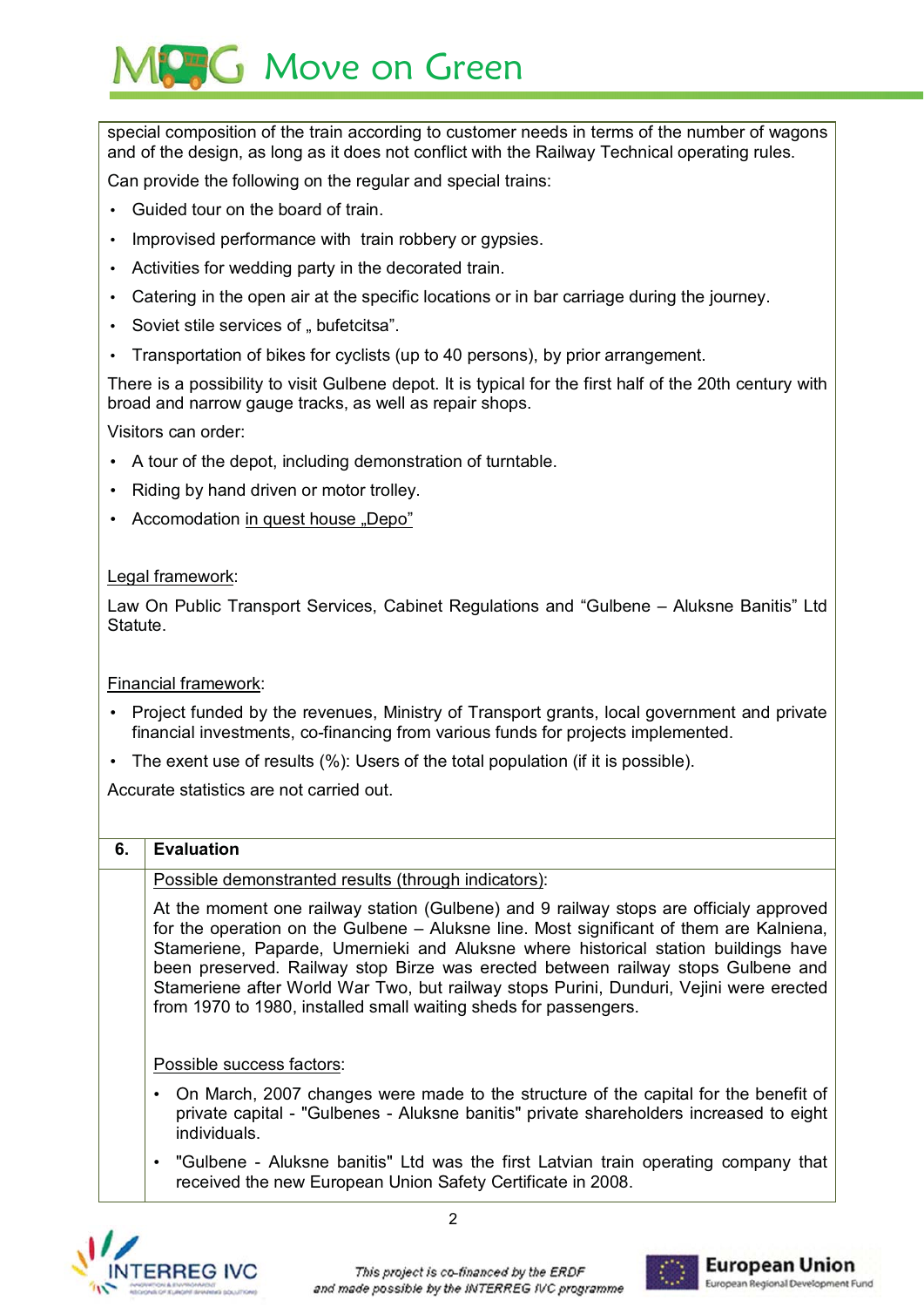special composition of the train according to customer needs in terms of the number of wagons and of the design, as long as it does not conflict with the Railway Technical operating rules.

Can provide the following on the regular and special trains:

- Guided tour on the board of train.
- Improvised performance with train robbery or gypsies.
- Activities for wedding party in the decorated train.
- Catering in the open air at the specific locations or in bar carriage during the journey.
- Soviet stile services of „ bufetcitsa".
- Transportation of bikes for cyclists (up to 40 persons), by prior arrangement.

There is a possibility to visit Gulbene depot. It is typical for the first half of the 20th century with broad and narrow gauge tracks, as well as repair shops.

Visitors can order:

- A tour of the depot, including demonstration of turntable.
- Riding by hand driven or motor trolley.
- Accomodation in quest house „Depo"

Legal framework:

Law On Public Transport Services, Cabinet Regulations and "Gulbene – Aluksne Banitis" Ltd Statute.

Financial framework:

- Project funded by the revenues, Ministry of Transport grants, local government and private financial investments, co-financing from various funds for projects implemented.
- The exent use of results (%): Users of the total population (if it is possible).

Accurate statistics are not carried out.

## 6. Evaluation

Possible demonstranted results (through indicators):

At the moment one railway station (Gulbene) and 9 railway stops are officialy approved for the operation on the Gulbene – Aluksne line. Most significant of them are Kalniena, Stameriene, Paparde, Umernieki and Aluksne where historical station buildings have been preserved. Railway stop Birze was erected between railway stops Gulbene and Stameriene after World War Two, but railway stops Purini, Dunduri, Vejini were erected from 1970 to 1980, installed small waiting sheds for passengers.

Possible success factors:

- On March, 2007 changes were made to the structure of the capital for the benefit of private capital - "Gulbenes - Aluksne banitis" private shareholders increased to eight individuals.
- "Gulbene - Aluksne banitis" Ltd was the first Latvian train operating company that received the new European Union Safety Certificate in 2008.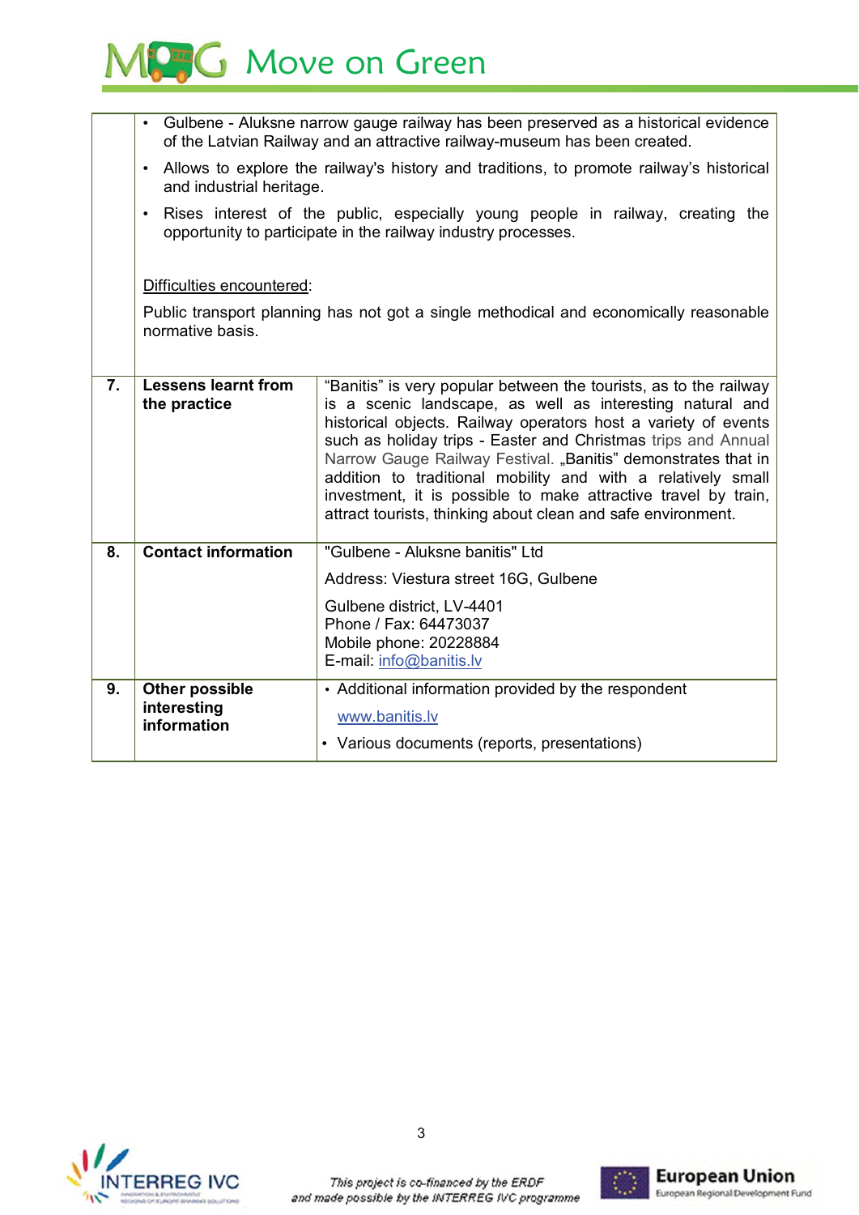| | | |
|---|---|---|
| | • Gulbene - Aluksne narrow gauge railway has been preserved as a historical evidence of the Latvian Railway and an attractive railway-museum has been created.<br>• Allows to explore the railway's history and traditions, to promote railway's historical and industrial heritage.<br>• Rises interest of the public, especially young people in railway, creating the opportunity to participate in the railway industry processes.<br><br>Difficulties encountered:<br><br>Public transport planning has not got a single methodical and economically reasonable normative basis. | |
| **7.** | **Lessens learnt from the practice** | "Banitis" is very popular between the tourists, as to the railway is a scenic landscape, as well as interesting natural and historical objects. Railway operators host a variety of events such as holiday trips - Easter and Christmas trips and Annual Narrow Gauge Railway Festival. „Banitis" demonstrates that in addition to traditional mobility and with a relatively small investment, it is possible to make attractive travel by train, attract tourists, thinking about clean and safe environment. |
| **8.** | **Contact information** | "Gulbene - Aluksne banitis" Ltd<br><br>Address: Viestura street 16G, Gulbene<br><br>Gulbene district, LV-4401<br>Phone / Fax: 64473037<br>Mobile phone: 20228884<br>E-mail: info@banitis.lv |
| **9.** | **Other possible interesting information** | • Additional information provided by the respondent<br><br>www.banitis.lv<br><br>• Various documents (reports, presentations) |